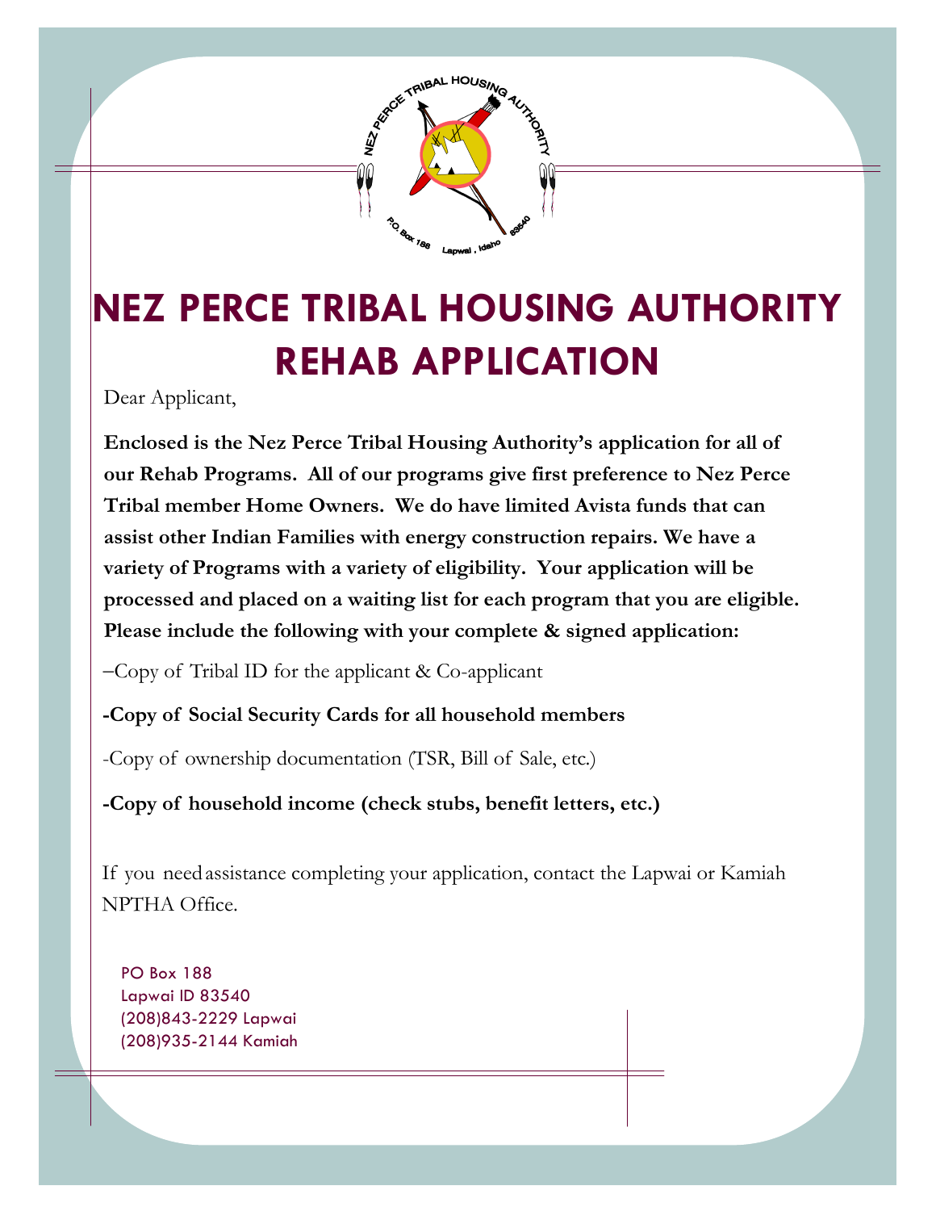# NEZ PERCE TRIBAL HOUSING AUTHORITY REHAB APPLICATION

Dear Applicant,

**Enclosed is the Nez Perce Tribal Housing Authority's application for all of our Rehab Programs. All of our programs give first preference to Nez Perce Tribal member Home Owners. We do have limited Avista funds that can assist other Indian Families with energy construction repairs. We have a variety of Programs with a variety of eligibility. Your application will be processed and placed on a waiting list for each program that you are eligible. Please include the following with your complete & signed application:**

–Copy of Tribal ID for the applicant & Co-applicant

**-Copy of Social Security Cards for all household members**

-Copy of ownership documentation (TSR, Bill of Sale, etc.)

**-Copy of household income (check stubs, benefit letters, etc.)**

If you need assistance completing your application, contact the Lapwai or Kamiah NPTHA Office.

PO Box 188
Lapwai ID 83540
(208)843-2229 Lapwai
(208)935-2144 Kamiah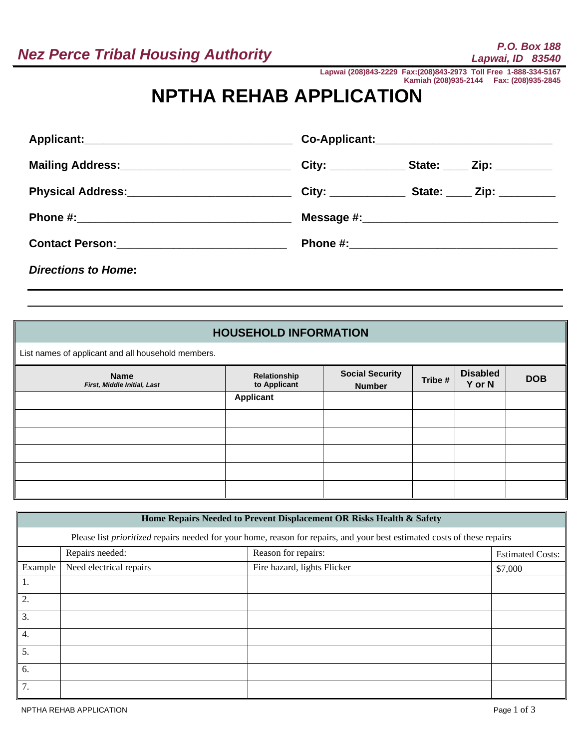**Nez Perce Tribal Housing Authority**

P.O. Box 188
Lapwai, ID 83540

Lapwai (208)843-2229 Fax:(208)843-2973 Toll Free 1-888-334-5167
Kamiah (208)935-2144 Fax: (208)935-2845

# NPTHA REHAB APPLICATION

**Applicant:**\_\_\_\_\_\_\_\_\_\_\_\_\_\_\_\_\_\_\_\_\_\_\_\_\_\_\_\_\_\_\_\_\_\_ **Co-Applicant:**\_\_\_\_\_\_\_\_\_\_\_\_\_\_\_\_\_\_\_\_\_\_\_\_\_\_\_\_\_

**Mailing Address:**\_\_\_\_\_\_\_\_\_\_\_\_\_\_\_\_\_\_\_\_\_\_\_\_\_\_\_\_ **City:** \_\_\_\_\_\_\_\_\_\_\_\_ **State:** \_\_\_\_ **Zip:** \_\_\_\_\_\_\_\_\_

**Physical Address:**\_\_\_\_\_\_\_\_\_\_\_\_\_\_\_\_\_\_\_\_\_\_\_\_\_\_\_ **City:** \_\_\_\_\_\_\_\_\_\_\_\_ **State:** \_\_\_\_ **Zip:** \_\_\_\_\_\_\_\_\_

**Phone #:**\_\_\_\_\_\_\_\_\_\_\_\_\_\_\_\_\_\_\_\_\_\_\_\_\_\_\_\_\_\_\_\_\_\_\_\_ **Message #:**\_\_\_\_\_\_\_\_\_\_\_\_\_\_\_\_\_\_\_\_\_\_\_\_\_\_\_\_\_\_\_\_

**Contact Person:**\_\_\_\_\_\_\_\_\_\_\_\_\_\_\_\_\_\_\_\_\_\_\_\_\_\_\_\_ **Phone #:**\_\_\_\_\_\_\_\_\_\_\_\_\_\_\_\_\_\_\_\_\_\_\_\_\_\_\_\_\_\_\_\_\_\_

***Directions to Home*:**

## HOUSEHOLD INFORMATION

List names of applicant and all household members.

| Name *First, Middle Initial, Last* | Relationship to Applicant | Social Security Number | Tribe # | Disabled Y or N | DOB |
|---|---|---|---|---|---|
| | Applicant | | | | |
| | | | | | |
| | | | | | |
| | | | | | |
| | | | | | |
| | | | | | |

**Home Repairs Needed to Prevent Displacement OR Risks Health & Safety**

Please list *prioritized* repairs needed for your home, reason for repairs, and your best estimated costs of these repairs

| | Repairs needed: | Reason for repairs: | Estimated Costs: |
|---|---|---|---|
| Example | Need electrical repairs | Fire hazard, lights Flicker | $7,000 |
| 1. | | | |
| 2. | | | |
| 3. | | | |
| 4. | | | |
| 5. | | | |
| 6. | | | |
| 7. | | | |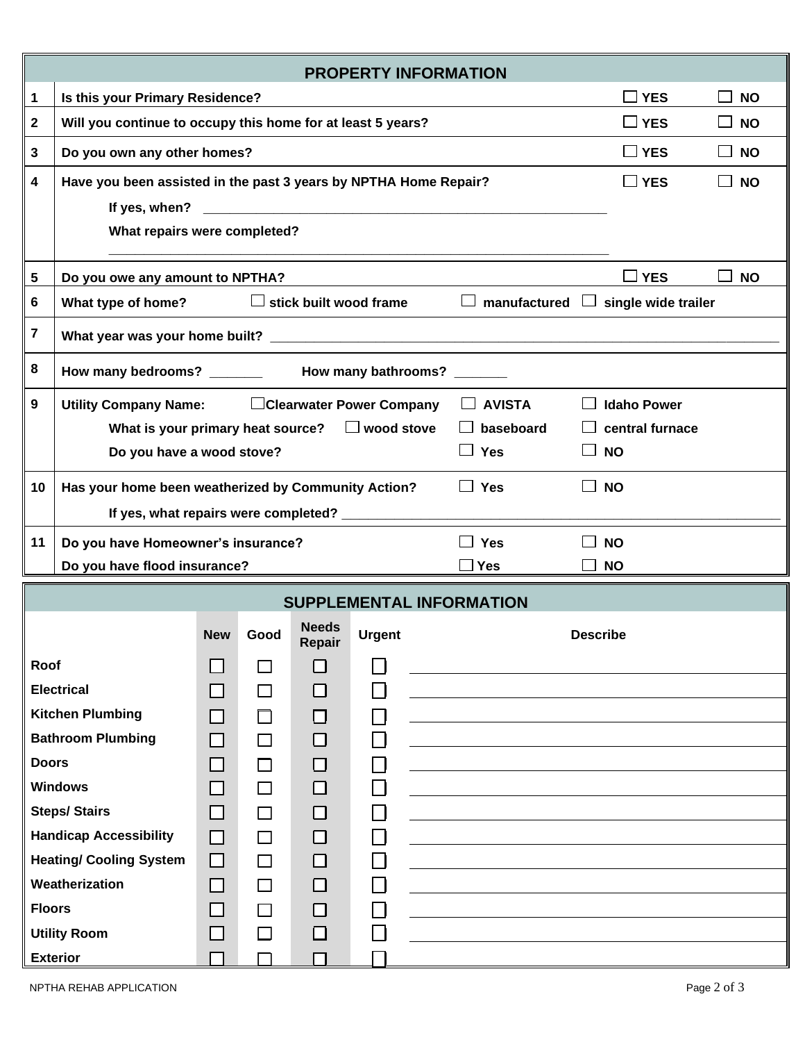## PROPERTY INFORMATION

| # | Question | | |
|---|---|---|---|
| 1 | Is this your Primary Residence? | ☐ YES | ☐ NO |
| 2 | Will you continue to occupy this home for at least 5 years? | ☐ YES | ☐ NO |
| 3 | Do you own any other homes? | ☐ YES | ☐ NO |
| 4 | Have you been assisted in the past 3 years by NPTHA Home Repair?<br>If yes, when? ______________________<br>What repairs were completed?<br>______________________ | ☐ YES | ☐ NO |
| 5 | Do you owe any amount to NPTHA? | ☐ YES | ☐ NO |
| 6 | What type of home? ☐ stick built wood frame ☐ manufactured ☐ single wide trailer | | |
| 7 | What year was your home built? ______________________ | | |
| 8 | How many bedrooms? _______ How many bathrooms? _______ | | |
| 9 | Utility Company Name: ☐Clearwater Power Company ☐ AVISTA ☐ Idaho Power<br>What is your primary heat source? ☐ wood stove ☐ baseboard ☐ central furnace<br>Do you have a wood stove? ☐ Yes ☐ NO | | |
| 10 | Has your home been weatherized by Community Action? ☐ Yes ☐ NO<br>If yes, what repairs were completed? ______________________ | | |
| 11 | Do you have Homeowner's insurance? ☐ Yes ☐ NO<br>Do you have flood insurance? ☐ Yes ☐ NO | | |

## SUPPLEMENTAL INFORMATION

| | New | Good | Needs Repair | Urgent | Describe |
|---|---|---|---|---|---|
| Roof | ☐ | ☐ | ☐ | ☐ | ______________________ |
| Electrical | ☐ | ☐ | ☐ | ☐ | ______________________ |
| Kitchen Plumbing | ☐ | ☐ | ☐ | ☐ | ______________________ |
| Bathroom Plumbing | ☐ | ☐ | ☐ | ☐ | ______________________ |
| Doors | ☐ | ☐ | ☐ | ☐ | ______________________ |
| Windows | ☐ | ☐ | ☐ | ☐ | ______________________ |
| Steps/ Stairs | ☐ | ☐ | ☐ | ☐ | ______________________ |
| Handicap Accessibility | ☐ | ☐ | ☐ | ☐ | ______________________ |
| Heating/ Cooling System | ☐ | ☐ | ☐ | ☐ | ______________________ |
| Weatherization | ☐ | ☐ | ☐ | ☐ | ______________________ |
| Floors | ☐ | ☐ | ☐ | ☐ | ______________________ |
| Utility Room | ☐ | ☐ | ☐ | ☐ | ______________________ |
| Exterior | ☐ | ☐ | ☐ | ☐ | |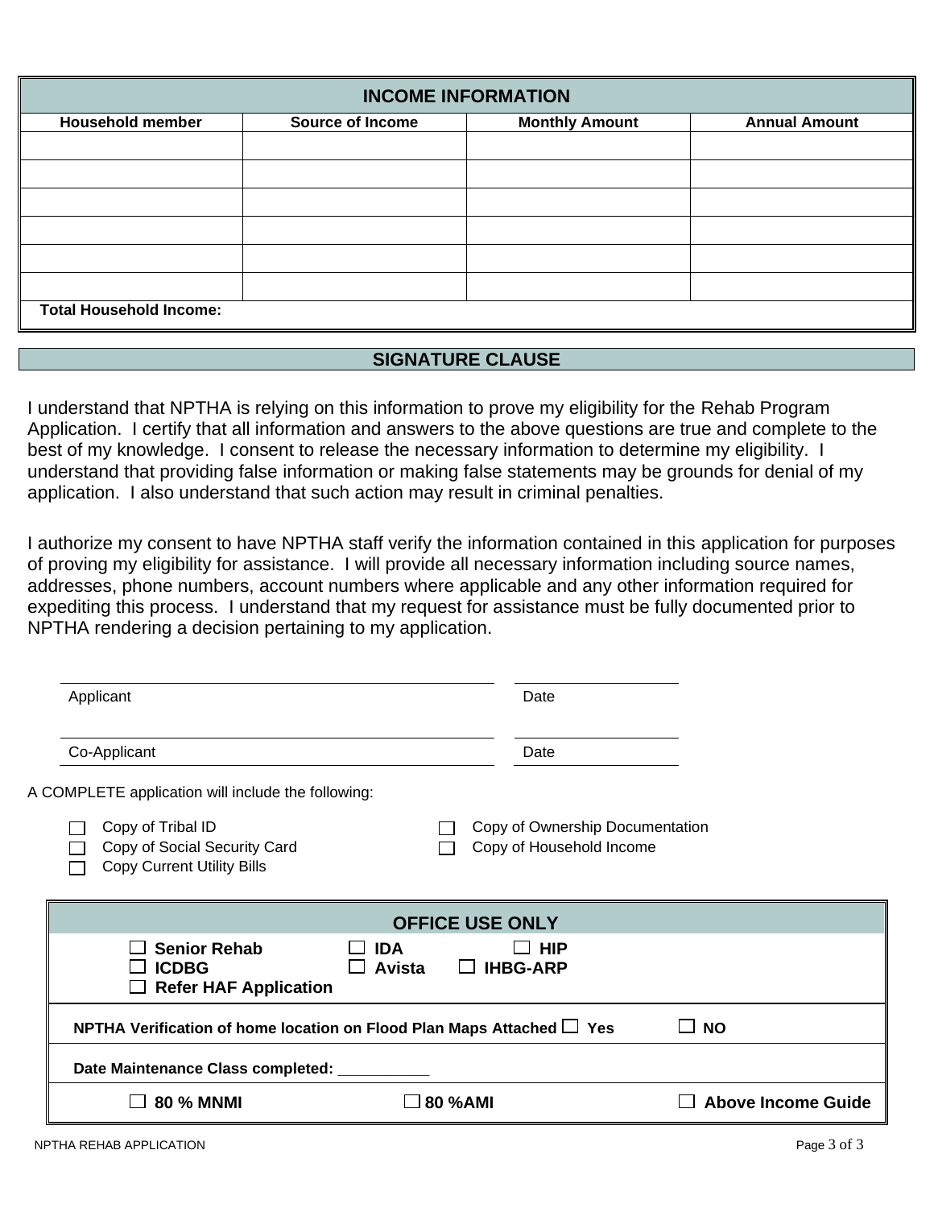## INCOME INFORMATION

| Household member | Source of Income | Monthly Amount | Annual Amount |
|---|---|---|---|
| | | | |
| | | | |
| | | | |
| | | | |
| | | | |
| | | | |
| **Total Household Income:** | | | |

## SIGNATURE CLAUSE

I understand that NPTHA is relying on this information to prove my eligibility for the Rehab Program Application. I certify that all information and answers to the above questions are true and complete to the best of my knowledge. I consent to release the necessary information to determine my eligibility. I understand that providing false information or making false statements may be grounds for denial of my application. I also understand that such action may result in criminal penalties.

I authorize my consent to have NPTHA staff verify the information contained in this application for purposes of proving my eligibility for assistance. I will provide all necessary information including source names, addresses, phone numbers, account numbers where applicable and any other information required for expediting this process. I understand that my request for assistance must be fully documented prior to NPTHA rendering a decision pertaining to my application.

\_\_\_\_\_\_\_\_\_\_\_\_\_\_\_\_\_\_\_\_\_\_\_\_\_\_\_\_\_\_\_\_\_\_\_\_ \_\_\_\_\_\_\_\_\_\_\_\_\_\_
Applicant Date

\_\_\_\_\_\_\_\_\_\_\_\_\_\_\_\_\_\_\_\_\_\_\_\_\_\_\_\_\_\_\_\_\_\_\_\_ \_\_\_\_\_\_\_\_\_\_\_\_\_\_
Co-Applicant Date

A COMPLETE application will include the following:

- ☐ Copy of Tribal ID
- ☐ Copy of Social Security Card
- ☐ Copy Current Utility Bills
- ☐ Copy of Ownership Documentation
- ☐ Copy of Household Income

## OFFICE USE ONLY

☐ **Senior Rehab** ☐ **IDA** ☐ **HIP**
☐ **ICDBG** ☐ **Avista** ☐ **IHBG-ARP**
☐ **Refer HAF Application**

**NPTHA Verification of home location on Flood Plan Maps Attached** ☐ **Yes** ☐ **NO**

**Date Maintenance Class completed: \_\_\_\_\_\_\_\_\_\_\_**

☐ **80 % MNMI** ☐ **80 %AMI** ☐ **Above Income Guide**